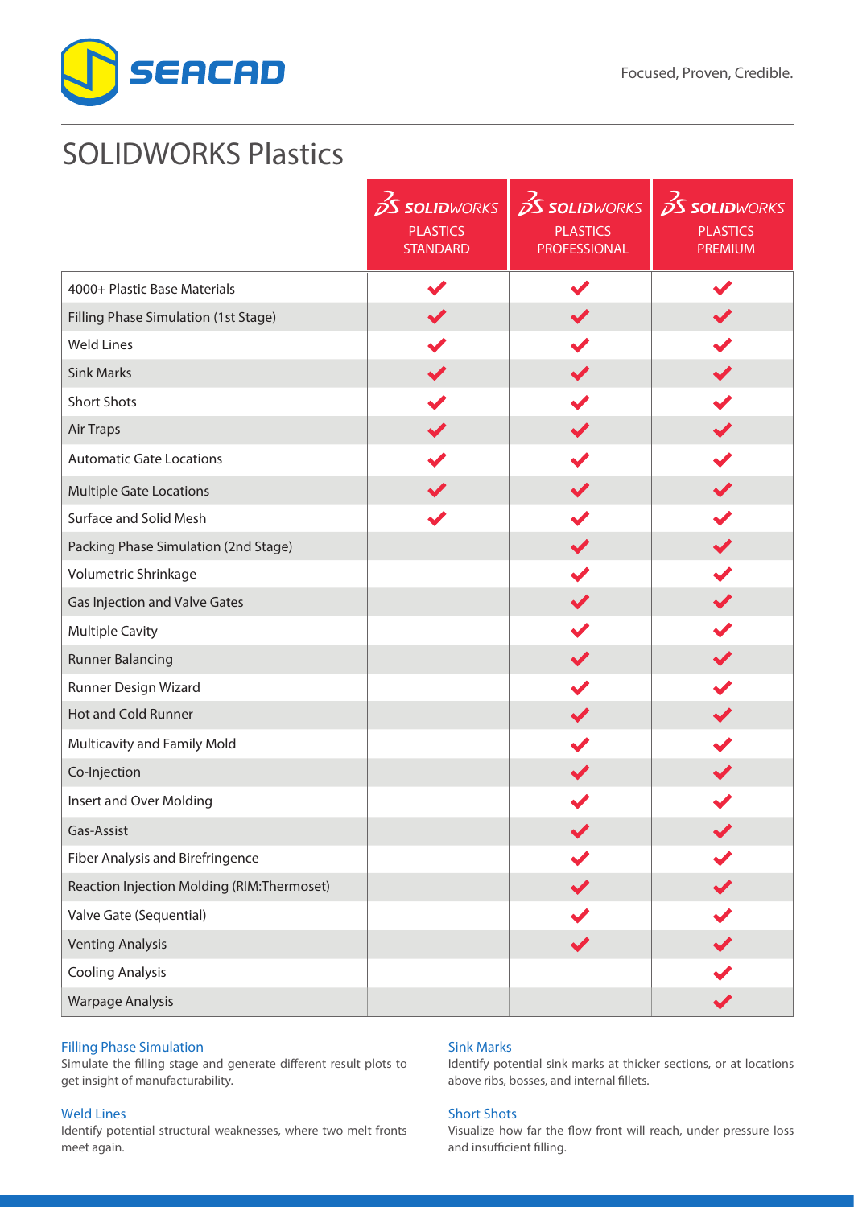SEACAD

Focused, Proven, Credible.

# SOLIDWORKS Plastics

| | SOLIDWORKS PLASTICS STANDARD | SOLIDWORKS PLASTICS PROFESSIONAL | SOLIDWORKS PLASTICS PREMIUM |
|---|---|---|---|
| 4000+ Plastic Base Materials | ✔ | ✔ | ✔ |
| Filling Phase Simulation (1st Stage) | ✔ | ✔ | ✔ |
| Weld Lines | ✔ | ✔ | ✔ |
| Sink Marks | ✔ | ✔ | ✔ |
| Short Shots | ✔ | ✔ | ✔ |
| Air Traps | ✔ | ✔ | ✔ |
| Automatic Gate Locations | ✔ | ✔ | ✔ |
| Multiple Gate Locations | ✔ | ✔ | ✔ |
| Surface and Solid Mesh | ✔ | ✔ | ✔ |
| Packing Phase Simulation (2nd Stage) | | ✔ | ✔ |
| Volumetric Shrinkage | | ✔ | ✔ |
| Gas Injection and Valve Gates | | ✔ | ✔ |
| Multiple Cavity | | ✔ | ✔ |
| Runner Balancing | | ✔ | ✔ |
| Runner Design Wizard | | ✔ | ✔ |
| Hot and Cold Runner | | ✔ | ✔ |
| Multicavity and Family Mold | | ✔ | ✔ |
| Co-Injection | | ✔ | ✔ |
| Insert and Over Molding | | ✔ | ✔ |
| Gas-Assist | | ✔ | ✔ |
| Fiber Analysis and Birefringence | | ✔ | ✔ |
| Reaction Injection Molding (RIM:Thermoset) | | ✔ | ✔ |
| Valve Gate (Sequential) | | ✔ | ✔ |
| Venting Analysis | | ✔ | ✔ |
| Cooling Analysis | | | ✔ |
| Warpage Analysis | | | ✔ |

### Filling Phase Simulation
Simulate the filling stage and generate different result plots to get insight of manufacturability.

### Weld Lines
Identify potential structural weaknesses, where two melt fronts meet again.

### Sink Marks
Identify potential sink marks at thicker sections, or at locations above ribs, bosses, and internal fillets.

### Short Shots
Visualize how far the flow front will reach, under pressure loss and insufficient filling.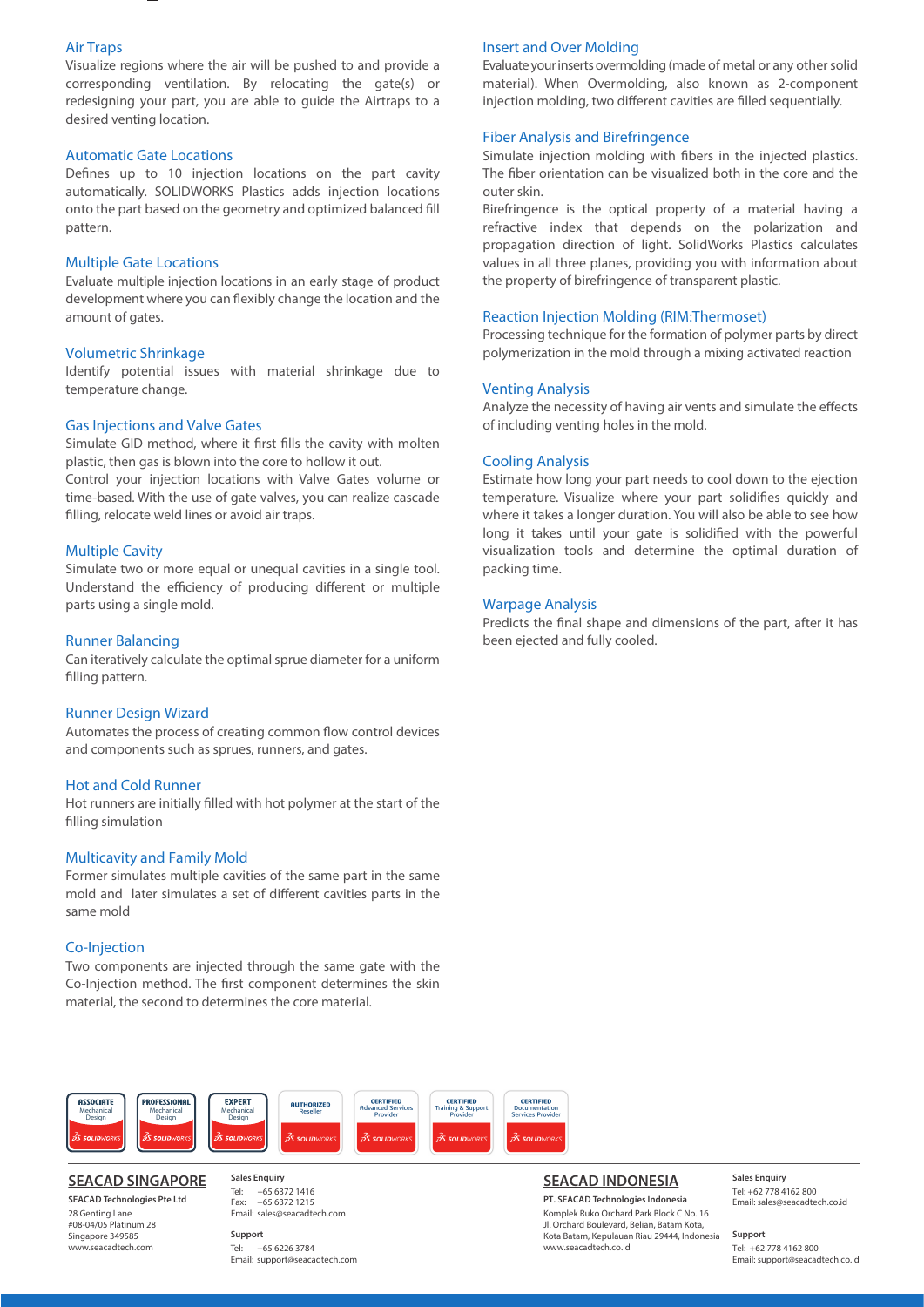### Air Traps

Visualize regions where the air will be pushed to and provide a corresponding ventilation. By relocating the gate(s) or redesigning your part, you are able to guide the Airtraps to a desired venting location.

### Automatic Gate Locations

Defines up to 10 injection locations on the part cavity automatically. SOLIDWORKS Plastics adds injection locations onto the part based on the geometry and optimized balanced fill pattern.

### Multiple Gate Locations

Evaluate multiple injection locations in an early stage of product development where you can flexibly change the location and the amount of gates.

### Volumetric Shrinkage

Identify potential issues with material shrinkage due to temperature change.

### Gas Injections and Valve Gates

Simulate GID method, where it first fills the cavity with molten plastic, then gas is blown into the core to hollow it out.

Control your injection locations with Valve Gates volume or time-based. With the use of gate valves, you can realize cascade filling, relocate weld lines or avoid air traps.

### Multiple Cavity

Simulate two or more equal or unequal cavities in a single tool. Understand the efficiency of producing different or multiple parts using a single mold.

### Runner Balancing

Can iteratively calculate the optimal sprue diameter for a uniform filling pattern.

### Runner Design Wizard

Automates the process of creating common flow control devices and components such as sprues, runners, and gates.

### Hot and Cold Runner

Hot runners are initially filled with hot polymer at the start of the filling simulation

### Multicavity and Family Mold

Former simulates multiple cavities of the same part in the same mold and later simulates a set of different cavities parts in the same mold

### Co-Injection

Two components are injected through the same gate with the Co-Injection method. The first component determines the skin material, the second to determines the core material.

### Insert and Over Molding

Evaluate your inserts overmolding (made of metal or any other solid material). When Overmolding, also known as 2-component injection molding, two different cavities are filled sequentially.

### Fiber Analysis and Birefringence

Simulate injection molding with fibers in the injected plastics. The fiber orientation can be visualized both in the core and the outer skin.

Birefringence is the optical property of a material having a refractive index that depends on the polarization and propagation direction of light. SolidWorks Plastics calculates values in all three planes, providing you with information about the property of birefringence of transparent plastic.

### Reaction Injection Molding (RIM:Thermoset)

Processing technique for the formation of polymer parts by direct polymerization in the mold through a mixing activated reaction

### Venting Analysis

Analyze the necessity of having air vents and simulate the effects of including venting holes in the mold.

### Cooling Analysis

Estimate how long your part needs to cool down to the ejection temperature. Visualize where your part solidifies quickly and where it takes a longer duration. You will also be able to see how long it takes until your gate is solidified with the powerful visualization tools and determine the optimal duration of packing time.

### Warpage Analysis

Predicts the final shape and dimensions of the part, after it has been ejected and fully cooled.

ASSOCIATE Mechanical Design SOLIDWORKS | PROFESSIONAL Mechanical Design SOLIDWORKS | EXPERT Mechanical Design SOLIDWORKS | AUTHORIZED Reseller SOLIDWORKS | CERTIFIED Advanced Services Provider SOLIDWORKS | CERTIFIED Training & Support Provider SOLIDWORKS | CERTIFIED Documentation Services Provider SOLIDWORKS

## SEACAD SINGAPORE

**SEACAD Technologies Pte Ltd**
28 Genting Lane
#08-04/05 Platinum 28
Singapore 349585
www.seacadtech.com

**Sales Enquiry**
Tel: +65 6372 1416
Fax: +65 6372 1215
Email: sales@seacadtech.com

**Support**
Tel: +65 6226 3784
Email: support@seacadtech.com

## SEACAD INDONESIA

**PT. SEACAD Technologies Indonesia**
Komplek Ruko Orchard Park Block C No. 16
Jl. Orchard Boulevard, Belian, Batam Kota,
Kota Batam, Kepulauan Riau 29444, Indonesia
www.seacadtech.co.id

**Sales Enquiry**
Tel: +62 778 4162 800
Email: sales@seacadtech.co.id

**Support**
Tel: +62 778 4162 800
Email: support@seacadtech.co.id